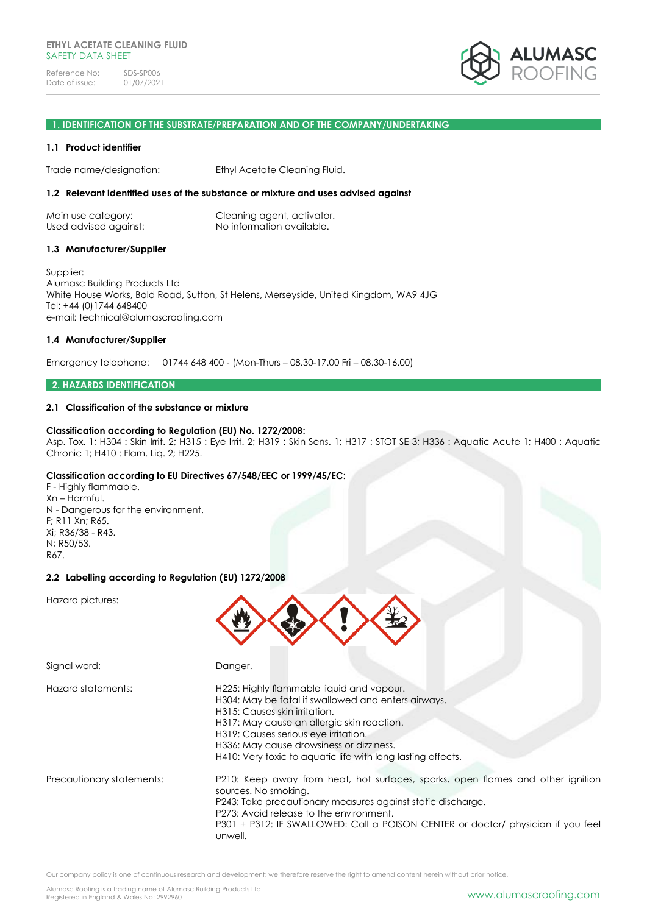# 1. IDENTIFICATION OF THE SUBSTRATE/PREPARATION AND OF THE COMPANY/UNDERTAKING

## 1.1 Product identifier

Trade name/designation: Ethyl Acetate Cleaning Fluid.

## 1.2 Relevant identified uses of the substance or mixture and uses advised against

Main use category: Cleaning agent, activator.
Used advised against: No information available.

## 1.3 Manufacturer/Supplier

Supplier:
Alumasc Building Products Ltd
White House Works, Bold Road, Sutton, St Helens, Merseyside, United Kingdom, WA9 4JG
Tel: +44 (0)1744 648400
e-mail: technical@alumascroofing.com

## 1.4 Manufacturer/Supplier

Emergency telephone: 01744 648 400 - (Mon-Thurs – 08.30-17.00 Fri – 08.30-16.00)

# 2. HAZARDS IDENTIFICATION

## 2.1 Classification of the substance or mixture

**Classification according to Regulation (EU) No. 1272/2008:**
Asp. Tox. 1; H304 : Skin Irrit. 2; H315 : Eye Irrit. 2; H319 : Skin Sens. 1; H317 : STOT SE 3; H336 : Aquatic Acute 1; H400 : Aquatic Chronic 1; H410 : Flam. Liq. 2; H225.

**Classification according to EU Directives 67/548/EEC or 1999/45/EC:**
F - Highly flammable.
Xn – Harmful.
N - Dangerous for the environment.
F; R11 Xn; R65.
Xi; R36/38 - R43.
N; R50/53.
R67.

## 2.2 Labelling according to Regulation (EU) 1272/2008

Hazard pictures:

Signal word: Danger.

Hazard statements:
H225: Highly flammable liquid and vapour.
H304: May be fatal if swallowed and enters airways.
H315: Causes skin irritation.
H317: May cause an allergic skin reaction.
H319: Causes serious eye irritation.
H336: May cause drowsiness or dizziness.
H410: Very toxic to aquatic life with long lasting effects.

Precautionary statements:
P210: Keep away from heat, hot surfaces, sparks, open flames and other ignition sources. No smoking.
P243: Take precautionary measures against static discharge.
P273: Avoid release to the environment.
P301 + P312: IF SWALLOWED: Call a POISON CENTER or doctor/ physician if you feel unwell.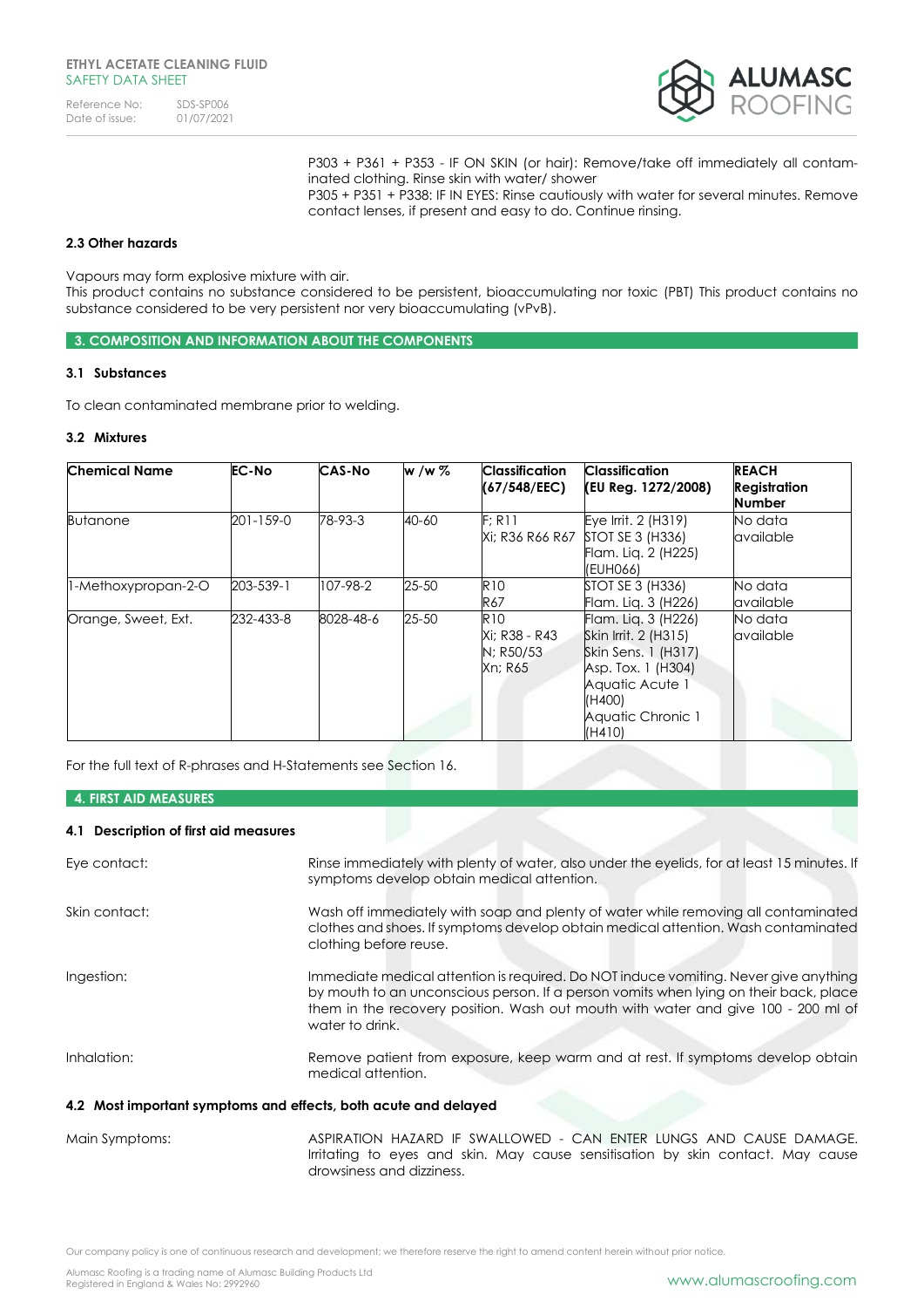P303 + P361 + P353 - IF ON SKIN (or hair): Remove/take off immediately all contaminated clothing. Rinse skin with water/ shower
P305 + P351 + P338: IF IN EYES: Rinse cautiously with water for several minutes. Remove contact lenses, if present and easy to do. Continue rinsing.

### 2.3 Other hazards

Vapours may form explosive mixture with air.
This product contains no substance considered to be persistent, bioaccumulating nor toxic (PBT) This product contains no substance considered to be very persistent nor very bioaccumulating (vPvB).

## 3. COMPOSITION AND INFORMATION ABOUT THE COMPONENTS

### 3.1 Substances

To clean contaminated membrane prior to welding.

### 3.2 Mixtures

| Chemical Name | EC-No | CAS-No | w /w % | Classification (67/548/EEC) | Classification (EU Reg. 1272/2008) | REACH Registration Number |
|---|---|---|---|---|---|---|
| Butanone | 201-159-0 | 78-93-3 | 40-60 | F; R11<br>Xi; R36 R66 R67 | Eye Irrit. 2 (H319)<br>STOT SE 3 (H336)<br>Flam. Liq. 2 (H225)<br>(EUH066) | No data available |
| 1-Methoxypropan-2-O | 203-539-1 | 107-98-2 | 25-50 | R10<br>R67 | STOT SE 3 (H336)<br>Flam. Liq. 3 (H226) | No data available |
| Orange, Sweet, Ext. | 232-433-8 | 8028-48-6 | 25-50 | R10<br>Xi; R38 - R43<br>N; R50/53<br>Xn; R65 | Flam. Liq. 3 (H226)<br>Skin Irrit. 2 (H315)<br>Skin Sens. 1 (H317)<br>Asp. Tox. 1 (H304)<br>Aquatic Acute 1 (H400)<br>Aquatic Chronic 1 (H410) | No data available |

For the full text of R-phrases and H-Statements see Section 16.

## 4. FIRST AID MEASURES

### 4.1 Description of first aid measures

Eye contact: Rinse immediately with plenty of water, also under the eyelids, for at least 15 minutes. If symptoms develop obtain medical attention.

Skin contact: Wash off immediately with soap and plenty of water while removing all contaminated clothes and shoes. If symptoms develop obtain medical attention. Wash contaminated clothing before reuse.

Ingestion: Immediate medical attention is required. Do NOT induce vomiting. Never give anything by mouth to an unconscious person. If a person vomits when lying on their back, place them in the recovery position. Wash out mouth with water and give 100 - 200 ml of water to drink.

Inhalation: Remove patient from exposure, keep warm and at rest. If symptoms develop obtain medical attention.

### 4.2 Most important symptoms and effects, both acute and delayed

Main Symptoms: ASPIRATION HAZARD IF SWALLOWED - CAN ENTER LUNGS AND CAUSE DAMAGE. Irritating to eyes and skin. May cause sensitisation by skin contact. May cause drowsiness and dizziness.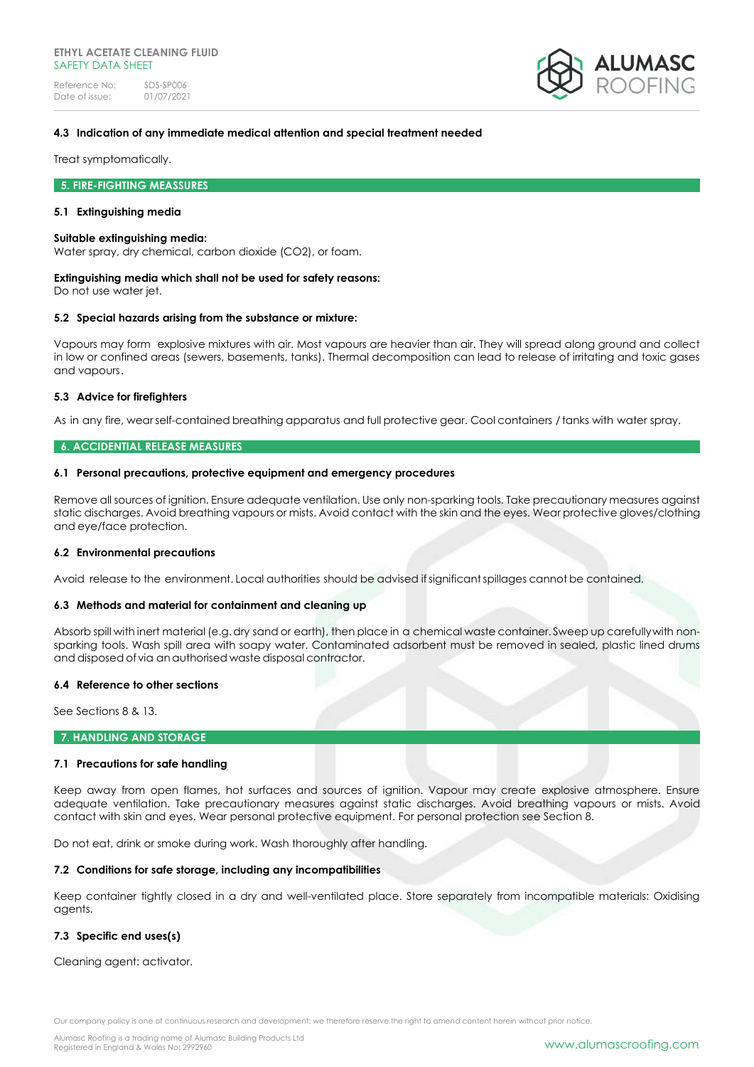### 4.3 Indication of any immediate medical attention and special treatment needed

Treat symptomatically.

## 5. FIRE-FIGHTING MEASSURES

### 5.1 Extinguishing media

**Suitable extinguishing media:**
Water spray, dry chemical, carbon dioxide (CO2), or foam.

**Extinguishing media which shall not be used for safety reasons:**
Do not use water jet.

### 5.2 Special hazards arising from the substance or mixture:

Vapours may form explosive mixtures with air. Most vapours are heavier than air. They will spread along ground and collect in low or confined areas (sewers, basements, tanks). Thermal decomposition can lead to release of irritating and toxic gases and vapours.

### 5.3 Advice for firefighters

As in any fire, wear self-contained breathing apparatus and full protective gear. Cool containers / tanks with water spray.

## 6. ACCIDENTIAL RELEASE MEASURES

### 6.1 Personal precautions, protective equipment and emergency procedures

Remove all sources of ignition. Ensure adequate ventilation. Use only non-sparking tools. Take precautionary measures against static discharges. Avoid breathing vapours or mists. Avoid contact with the skin and the eyes. Wear protective gloves/clothing and eye/face protection.

### 6.2 Environmental precautions

Avoid release to the environment. Local authorities should be advised if significant spillages cannot be contained.

### 6.3 Methods and material for containment and cleaning up

Absorb spill with inert material (e.g. dry sand or earth), then place in a chemical waste container. Sweep up carefully with non-sparking tools. Wash spill area with soapy water. Contaminated adsorbent must be removed in sealed, plastic lined drums and disposed of via an authorised waste disposal contractor.

### 6.4 Reference to other sections

See Sections 8 & 13.

## 7. HANDLING AND STORAGE

### 7.1 Precautions for safe handling

Keep away from open flames, hot surfaces and sources of ignition. Vapour may create explosive atmosphere. Ensure adequate ventilation. Take precautionary measures against static discharges. Avoid breathing vapours or mists. Avoid contact with skin and eyes. Wear personal protective equipment. For personal protection see Section 8.

Do not eat, drink or smoke during work. Wash thoroughly after handling.

### 7.2 Conditions for safe storage, including any incompatibilities

Keep container tightly closed in a dry and well-ventilated place. Store separately from incompatible materials: Oxidising agents.

### 7.3 Specific end uses(s)

Cleaning agent: activator.

Our company policy is one of continuous research and development; we therefore reserve the right to amend content herein without prior notice.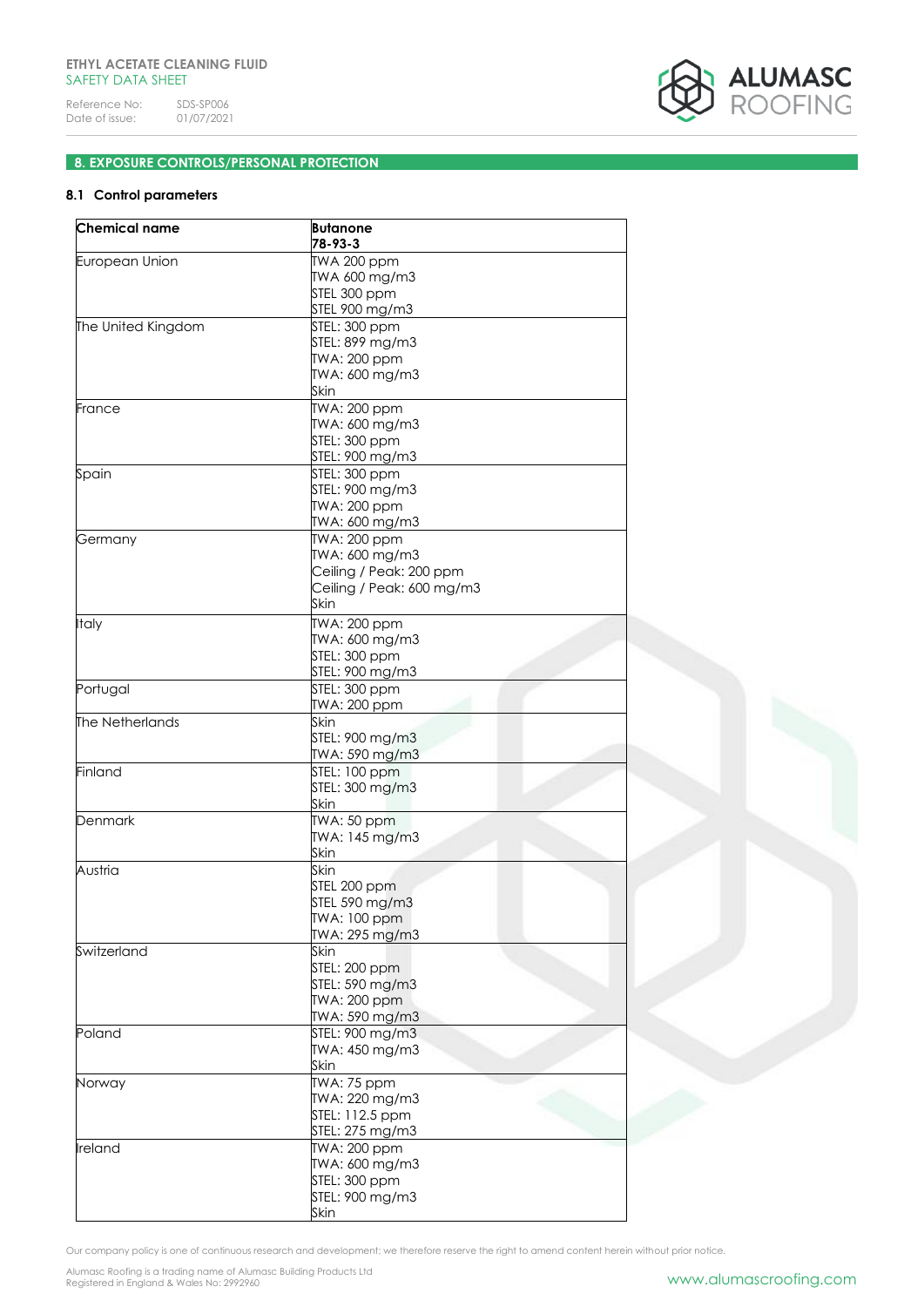## 8. EXPOSURE CONTROLS/PERSONAL PROTECTION

### 8.1 Control parameters

| Chemical name | Butanone<br>78-93-3 |
|---|---|
| European Union | TWA 200 ppm<br>TWA 600 mg/m3<br>STEL 300 ppm<br>STEL 900 mg/m3 |
| The United Kingdom | STEL: 300 ppm<br>STEL: 899 mg/m3<br>TWA: 200 ppm<br>TWA: 600 mg/m3<br>Skin |
| France | TWA: 200 ppm<br>TWA: 600 mg/m3<br>STEL: 300 ppm<br>STEL: 900 mg/m3 |
| Spain | STEL: 300 ppm<br>STEL: 900 mg/m3<br>TWA: 200 ppm<br>TWA: 600 mg/m3 |
| Germany | TWA: 200 ppm<br>TWA: 600 mg/m3<br>Ceiling / Peak: 200 ppm<br>Ceiling / Peak: 600 mg/m3<br>Skin |
| Italy | TWA: 200 ppm<br>TWA: 600 mg/m3<br>STEL: 300 ppm<br>STEL: 900 mg/m3 |
| Portugal | STEL: 300 ppm<br>TWA: 200 ppm |
| The Netherlands | Skin<br>STEL: 900 mg/m3<br>TWA: 590 mg/m3 |
| Finland | STEL: 100 ppm<br>STEL: 300 mg/m3<br>Skin |
| Denmark | TWA: 50 ppm<br>TWA: 145 mg/m3<br>Skin |
| Austria | Skin<br>STEL 200 ppm<br>STEL 590 mg/m3<br>TWA: 100 ppm<br>TWA: 295 mg/m3 |
| Switzerland | Skin<br>STEL: 200 ppm<br>STEL: 590 mg/m3<br>TWA: 200 ppm<br>TWA: 590 mg/m3 |
| Poland | STEL: 900 mg/m3<br>TWA: 450 mg/m3<br>Skin |
| Norway | TWA: 75 ppm<br>TWA: 220 mg/m3<br>STEL: 112.5 ppm<br>STEL: 275 mg/m3 |
| Ireland | TWA: 200 ppm<br>TWA: 600 mg/m3<br>STEL: 300 ppm<br>STEL: 900 mg/m3<br>Skin |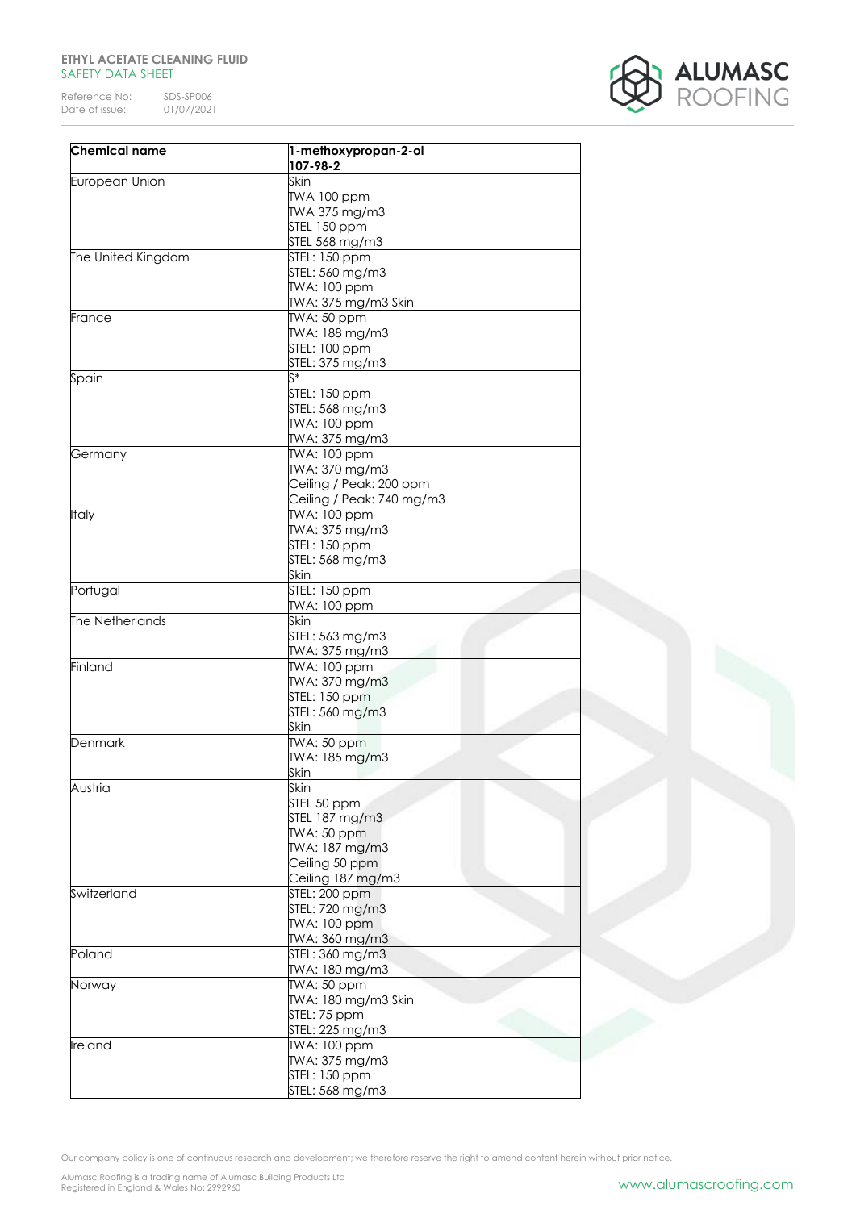| Chemical name | 1-methoxypropan-2-ol 107-98-2 |
|---|---|
| European Union | Skin<br>TWA 100 ppm<br>TWA 375 mg/m3<br>STEL 150 ppm<br>STEL 568 mg/m3 |
| The United Kingdom | STEL: 150 ppm<br>STEL: 560 mg/m3<br>TWA: 100 ppm<br>TWA: 375 mg/m3 Skin |
| France | TWA: 50 ppm<br>TWA: 188 mg/m3<br>STEL: 100 ppm<br>STEL: 375 mg/m3 |
| Spain | S*<br>STEL: 150 ppm<br>STEL: 568 mg/m3<br>TWA: 100 ppm<br>TWA: 375 mg/m3 |
| Germany | TWA: 100 ppm<br>TWA: 370 mg/m3<br>Ceiling / Peak: 200 ppm<br>Ceiling / Peak: 740 mg/m3 |
| Italy | TWA: 100 ppm<br>TWA: 375 mg/m3<br>STEL: 150 ppm<br>STEL: 568 mg/m3<br>Skin |
| Portugal | STEL: 150 ppm<br>TWA: 100 ppm |
| The Netherlands | Skin<br>STEL: 563 mg/m3<br>TWA: 375 mg/m3 |
| Finland | TWA: 100 ppm<br>TWA: 370 mg/m3<br>STEL: 150 ppm<br>STEL: 560 mg/m3<br>Skin |
| Denmark | TWA: 50 ppm<br>TWA: 185 mg/m3<br>Skin |
| Austria | Skin<br>STEL 50 ppm<br>STEL 187 mg/m3<br>TWA: 50 ppm<br>TWA: 187 mg/m3<br>Ceiling 50 ppm<br>Ceiling 187 mg/m3 |
| Switzerland | STEL: 200 ppm<br>STEL: 720 mg/m3<br>TWA: 100 ppm<br>TWA: 360 mg/m3 |
| Poland | STEL: 360 mg/m3<br>TWA: 180 mg/m3 |
| Norway | TWA: 50 ppm<br>TWA: 180 mg/m3 Skin<br>STEL: 75 ppm<br>STEL: 225 mg/m3 |
| Ireland | TWA: 100 ppm<br>TWA: 375 mg/m3<br>STEL: 150 ppm<br>STEL: 568 mg/m3 |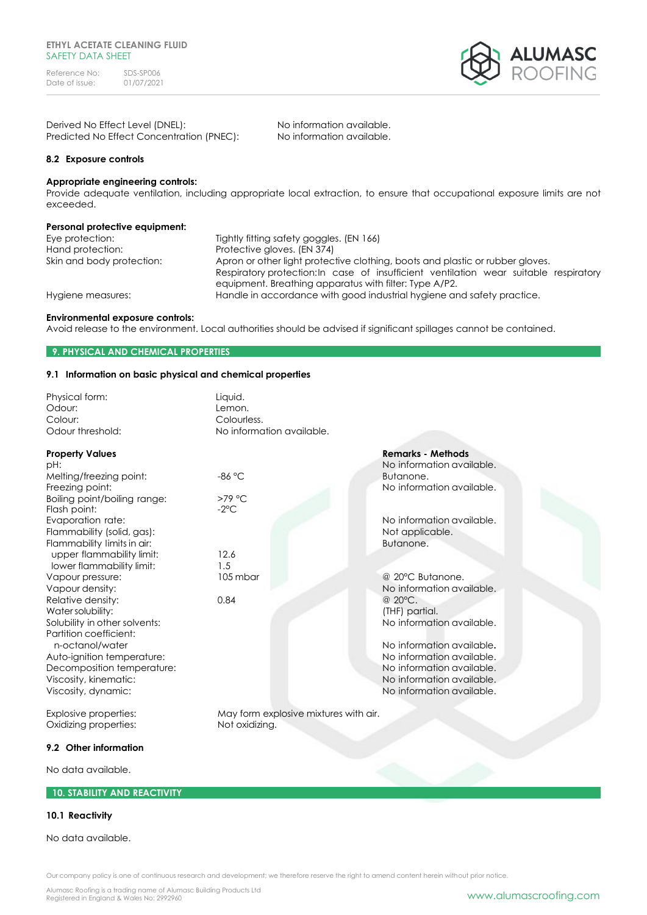| | |
|---|---|
| Derived No Effect Level (DNEL): | No information available. |
| Predicted No Effect Concentration (PNEC): | No information available. |

### 8.2 Exposure controls

**Appropriate engineering controls:**
Provide adequate ventilation, including appropriate local extraction, to ensure that occupational exposure limits are not exceeded.

**Personal protective equipment:**

| | |
|---|---|
| Eye protection: | Tightly fitting safety goggles. (EN 166) |
| Hand protection: | Protective gloves. (EN 374) |
| Skin and body protection: | Apron or other light protective clothing, boots and plastic or rubber gloves. Respiratory protection:In case of insufficient ventilation wear suitable respiratory equipment. Breathing apparatus with filter: Type A/P2. |
| Hygiene measures: | Handle in accordance with good industrial hygiene and safety practice. |

**Environmental exposure controls:**
Avoid release to the environment. Local authorities should be advised if significant spillages cannot be contained.

## 9. PHYSICAL AND CHEMICAL PROPERTIES

### 9.1 Information on basic physical and chemical properties

| | |
|---|---|
| Physical form: | Liquid. |
| Odour: | Lemon. |
| Colour: | Colourless. |
| Odour threshold: | No information available. |

| **Property Values** | | **Remarks - Methods** |
|---|---|---|
| pH: | | No information available. |
| Melting/freezing point: | -86 °C | Butanone. |
| Freezing point: | | No information available. |
| Boiling point/boiling range: | >79 °C | |
| Flash point: | -2°C | |
| Evaporation rate: | | No information available. |
| Flammability (solid, gas): | | Not applicable. |
| Flammability limits in air: | | Butanone. |
| upper flammability limit: | 12.6 | |
| lower flammability limit: | 1.5 | |
| Vapour pressure: | 105 mbar | @ 20°C Butanone. |
| Vapour density: | | No information available. |
| Relative density: | 0.84 | @ 20°C. |
| Water solubility: | | (THF) partial. |
| Solubility in other solvents: | | No information available. |
| Partition coefficient: n-octanol/water | | No information available. |
| Auto-ignition temperature: | | No information available. |
| Decomposition temperature: | | No information available. |
| Viscosity, kinematic: | | No information available. |
| Viscosity, dynamic: | | No information available. |

| | |
|---|---|
| Explosive properties: | May form explosive mixtures with air. |
| Oxidizing properties: | Not oxidizing. |

### 9.2 Other information

No data available.

## 10. STABILITY AND REACTIVITY

### 10.1 Reactivity

No data available.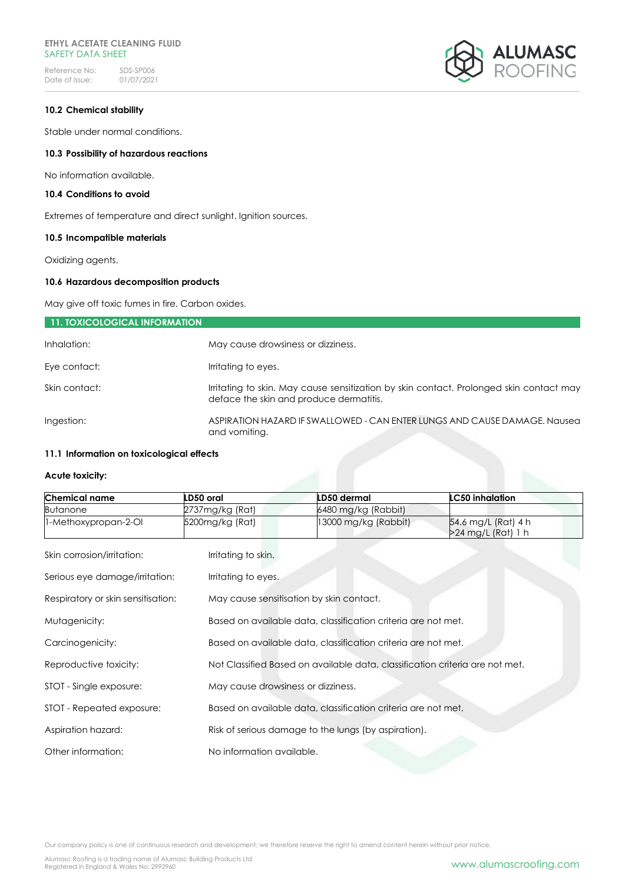### 10.2 Chemical stability

Stable under normal conditions.

### 10.3 Possibility of hazardous reactions

No information available.

### 10.4 Conditions to avoid

Extremes of temperature and direct sunlight. Ignition sources.

### 10.5 Incompatible materials

Oxidizing agents.

### 10.6 Hazardous decomposition products

May give off toxic fumes in fire. Carbon oxides.

## 11. TOXICOLOGICAL INFORMATION

Inhalation: May cause drowsiness or dizziness.

Eye contact: Irritating to eyes.

Skin contact: Irritating to skin. May cause sensitization by skin contact. Prolonged skin contact may deface the skin and produce dermatitis.

Ingestion: ASPIRATION HAZARD IF SWALLOWED - CAN ENTER LUNGS AND CAUSE DAMAGE. Nausea and vomiting.

### 11.1 Information on toxicological effects

**Acute toxicity:**

| Chemical name | LD50 oral | LD50 dermal | LC50 inhalation |
|---|---|---|---|
| Butanone | 2737mg/kg (Rat) | 6480 mg/kg (Rabbit) | |
| 1-Methoxypropan-2-Ol | 5200mg/kg (Rat) | 13000 mg/kg (Rabbit) | 54.6 mg/L (Rat) 4 h<br>>24 mg/L (Rat) 1 h |

Skin corrosion/irritation: Irritating to skin.

Serious eye damage/irritation: Irritating to eyes.

Respiratory or skin sensitisation: May cause sensitisation by skin contact.

Mutagenicity: Based on available data, classification criteria are not met.

Carcinogenicity: Based on available data, classification criteria are not met.

Reproductive toxicity: Not Classified Based on available data, classification criteria are not met.

STOT - Single exposure: May cause drowsiness or dizziness.

STOT - Repeated exposure: Based on available data, classification criteria are not met.

Aspiration hazard: Risk of serious damage to the lungs (by aspiration).

Other information: No information available.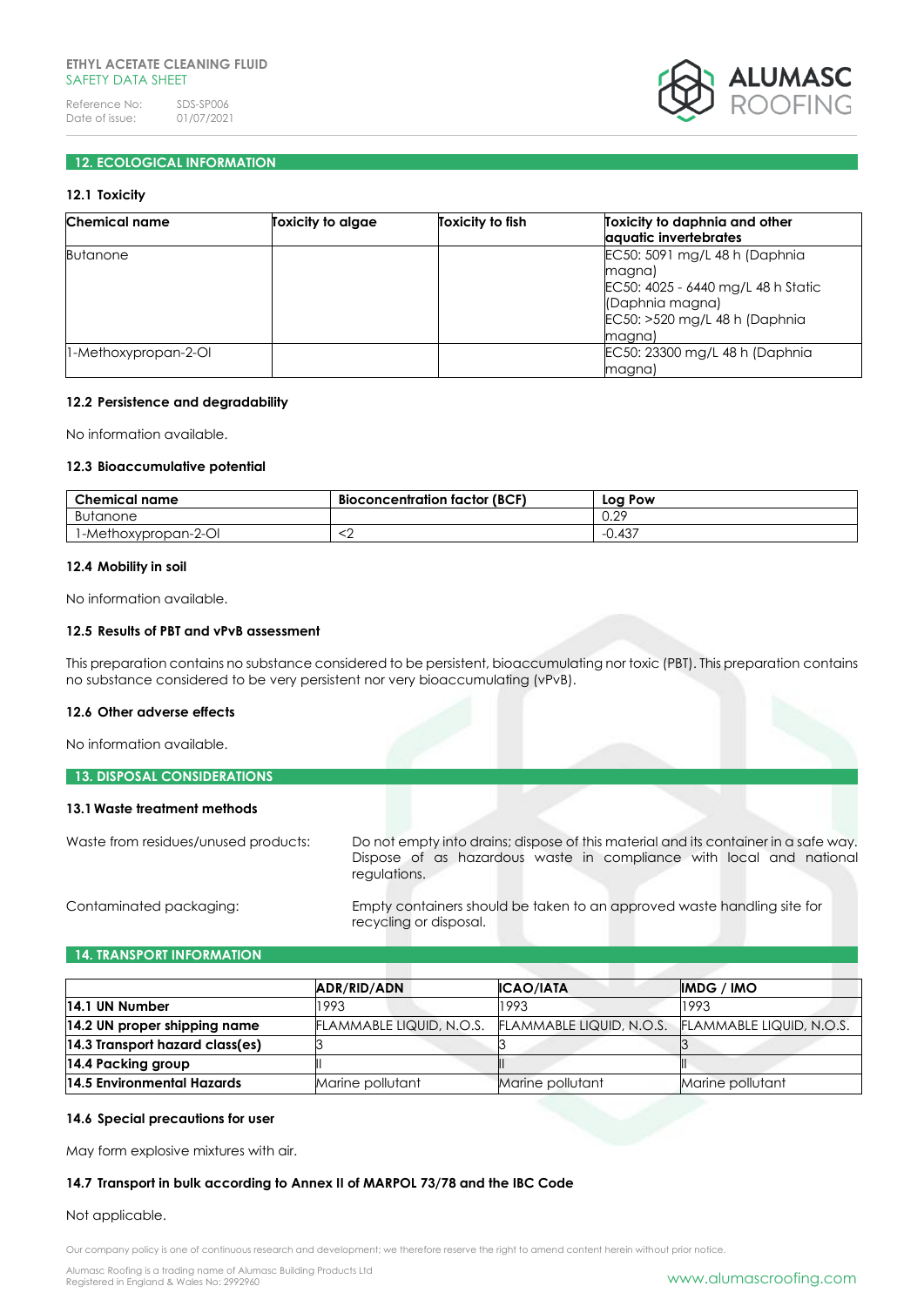## 12. ECOLOGICAL INFORMATION

### 12.1 Toxicity

| Chemical name | Toxicity to algae | Toxicity to fish | Toxicity to daphnia and other aquatic invertebrates |
|---|---|---|---|
| Butanone | | | EC50: 5091 mg/L 48 h (Daphnia magna)<br>EC50: 4025 - 6440 mg/L 48 h Static (Daphnia magna)<br>EC50: >520 mg/L 48 h (Daphnia magna) |
| 1-Methoxypropan-2-Ol | | | EC50: 23300 mg/L 48 h (Daphnia magna) |

### 12.2 Persistence and degradability

No information available.

### 12.3 Bioaccumulative potential

| Chemical name | Bioconcentration factor (BCF) | Log Pow |
|---|---|---|
| Butanone | | 0.29 |
| 1-Methoxypropan-2-Ol | <2 | -0.437 |

### 12.4 Mobility in soil

No information available.

### 12.5 Results of PBT and vPvB assessment

This preparation contains no substance considered to be persistent, bioaccumulating nor toxic (PBT). This preparation contains no substance considered to be very persistent nor very bioaccumulating (vPvB).

### 12.6 Other adverse effects

No information available.

## 13. DISPOSAL CONSIDERATIONS

### 13.1 Waste treatment methods

Waste from residues/unused products: Do not empty into drains; dispose of this material and its container in a safe way. Dispose of as hazardous waste in compliance with local and national regulations.

Contaminated packaging: Empty containers should be taken to an approved waste handling site for recycling or disposal.

## 14. TRANSPORT INFORMATION

| | ADR/RID/ADN | ICAO/IATA | IMDG / IMO |
|---|---|---|---|
| **14.1 UN Number** | 1993 | 1993 | 1993 |
| **14.2 UN proper shipping name** | FLAMMABLE LIQUID, N.O.S. | FLAMMABLE LIQUID, N.O.S. | FLAMMABLE LIQUID, N.O.S. |
| **14.3 Transport hazard class(es)** | 3 | 3 | 3 |
| **14.4 Packing group** | II | II | II |
| **14.5 Environmental Hazards** | Marine pollutant | Marine pollutant | Marine pollutant |

### 14.6 Special precautions for user

May form explosive mixtures with air.

### 14.7 Transport in bulk according to Annex II of MARPOL 73/78 and the IBC Code

Not applicable.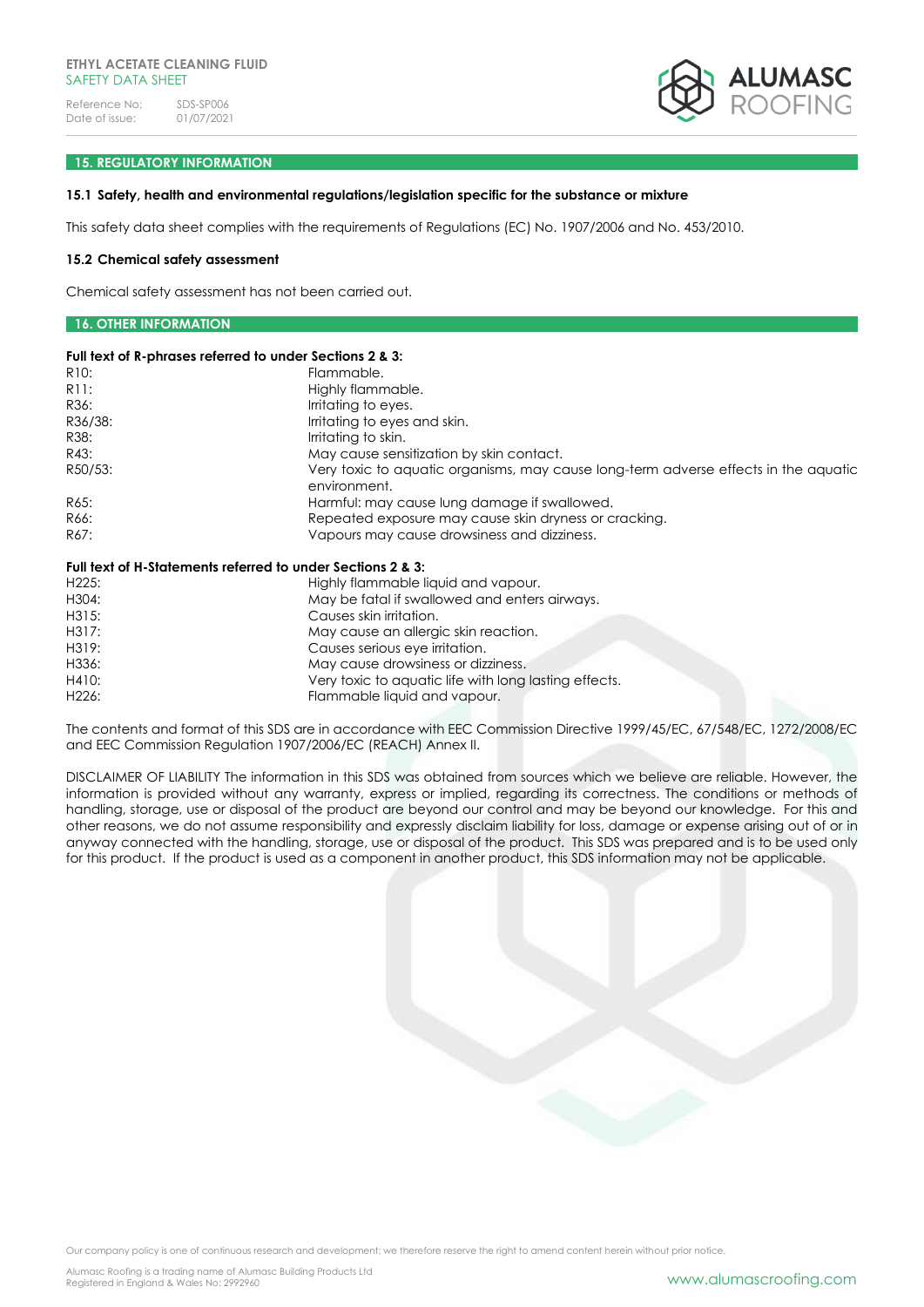## 15. REGULATORY INFORMATION

### 15.1 Safety, health and environmental regulations/legislation specific for the substance or mixture

This safety data sheet complies with the requirements of Regulations (EC) No. 1907/2006 and No. 453/2010.

### 15.2 Chemical safety assessment

Chemical safety assessment has not been carried out.

## 16. OTHER INFORMATION

**Full text of R-phrases referred to under Sections 2 & 3:**

| | |
|---|---|
| R10: | Flammable. |
| R11: | Highly flammable. |
| R36: | Irritating to eyes. |
| R36/38: | Irritating to eyes and skin. |
| R38: | Irritating to skin. |
| R43: | May cause sensitization by skin contact. |
| R50/53: | Very toxic to aquatic organisms, may cause long-term adverse effects in the aquatic environment. |
| R65: | Harmful: may cause lung damage if swallowed. |
| R66: | Repeated exposure may cause skin dryness or cracking. |
| R67: | Vapours may cause drowsiness and dizziness. |

**Full text of H-Statements referred to under Sections 2 & 3:**

| | |
|---|---|
| H225: | Highly flammable liquid and vapour. |
| H304: | May be fatal if swallowed and enters airways. |
| H315: | Causes skin irritation. |
| H317: | May cause an allergic skin reaction. |
| H319: | Causes serious eye irritation. |
| H336: | May cause drowsiness or dizziness. |
| H410: | Very toxic to aquatic life with long lasting effects. |
| H226: | Flammable liquid and vapour. |

The contents and format of this SDS are in accordance with EEC Commission Directive 1999/45/EC, 67/548/EC, 1272/2008/EC and EEC Commission Regulation 1907/2006/EC (REACH) Annex II.

DISCLAIMER OF LIABILITY The information in this SDS was obtained from sources which we believe are reliable. However, the information is provided without any warranty, express or implied, regarding its correctness. The conditions or methods of handling, storage, use or disposal of the product are beyond our control and may be beyond our knowledge. For this and other reasons, we do not assume responsibility and expressly disclaim liability for loss, damage or expense arising out of or in anyway connected with the handling, storage, use or disposal of the product. This SDS was prepared and is to be used only for this product. If the product is used as a component in another product, this SDS information may not be applicable.